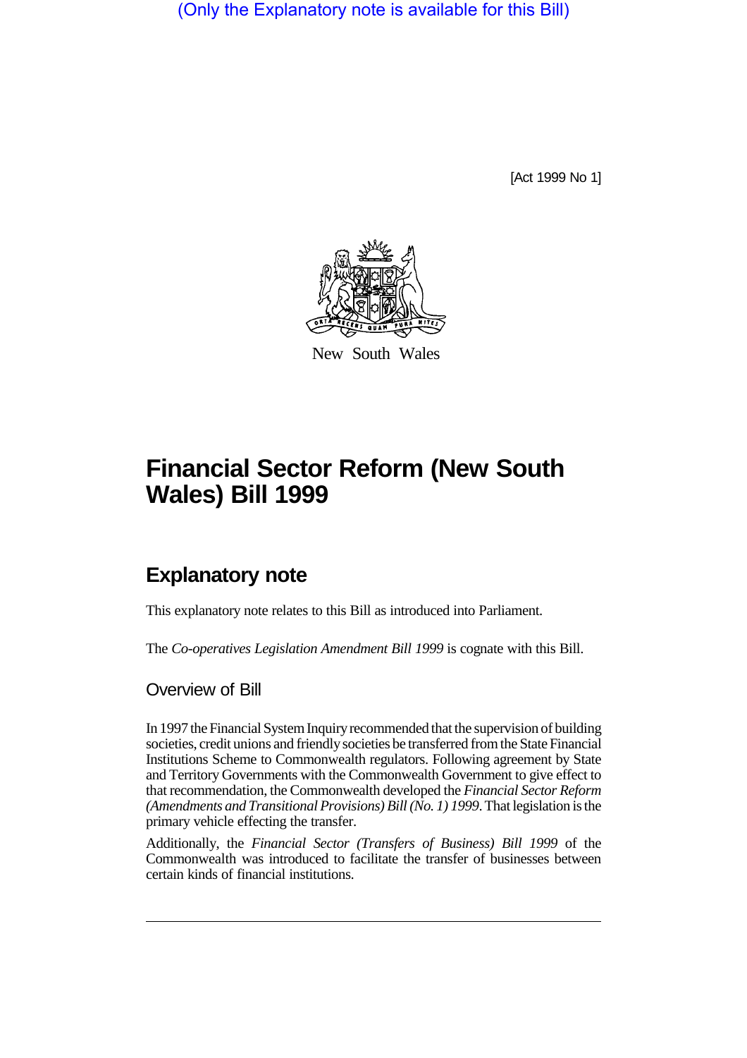(Only the Explanatory note is available for this Bill)

[Act 1999 No 1]

New South Wales

# Financial Sector Reform (New South Wales) Bill 1999

## Explanatory note

This explanatory note relates to this Bill as introduced into Parliament.

The *Co-operatives Legislation Amendment Bill 1999* is cognate with this Bill.

### Overview of Bill

In 1997 the Financial System Inquiry recommended that the supervision of building societies, credit unions and friendly societies be transferred from the State Financial Institutions Scheme to Commonwealth regulators. Following agreement by State and Territory Governments with the Commonwealth Government to give effect to that recommendation, the Commonwealth developed the *Financial Sector Reform (Amendments and Transitional Provisions) Bill (No. 1) 1999*. That legislation is the primary vehicle effecting the transfer.

Additionally, the *Financial Sector (Transfers of Business) Bill 1999* of the Commonwealth was introduced to facilitate the transfer of businesses between certain kinds of financial institutions.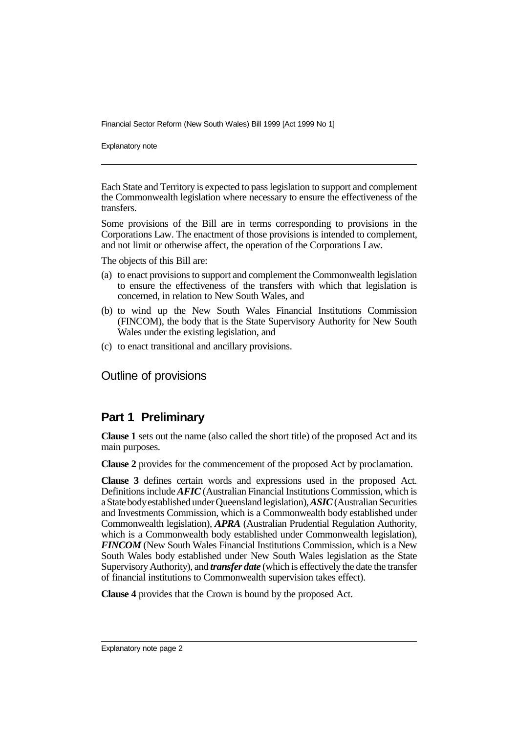Each State and Territory is expected to pass legislation to support and complement the Commonwealth legislation where necessary to ensure the effectiveness of the transfers.

Some provisions of the Bill are in terms corresponding to provisions in the Corporations Law. The enactment of those provisions is intended to complement, and not limit or otherwise affect, the operation of the Corporations Law.

The objects of this Bill are:

(a) to enact provisions to support and complement the Commonwealth legislation to ensure the effectiveness of the transfers with which that legislation is concerned, in relation to New South Wales, and

(b) to wind up the New South Wales Financial Institutions Commission (FINCOM), the body that is the State Supervisory Authority for New South Wales under the existing legislation, and

(c) to enact transitional and ancillary provisions.

## Outline of provisions

### Part 1 Preliminary

**Clause 1** sets out the name (also called the short title) of the proposed Act and its main purposes.

**Clause 2** provides for the commencement of the proposed Act by proclamation.

**Clause 3** defines certain words and expressions used in the proposed Act. Definitions include ***AFIC*** (Australian Financial Institutions Commission, which is a State body established under Queensland legislation), ***ASIC*** (Australian Securities and Investments Commission, which is a Commonwealth body established under Commonwealth legislation), ***APRA*** (Australian Prudential Regulation Authority, which is a Commonwealth body established under Commonwealth legislation), ***FINCOM*** (New South Wales Financial Institutions Commission, which is a New South Wales body established under New South Wales legislation as the State Supervisory Authority), and ***transfer date*** (which is effectively the date the transfer of financial institutions to Commonwealth supervision takes effect).

**Clause 4** provides that the Crown is bound by the proposed Act.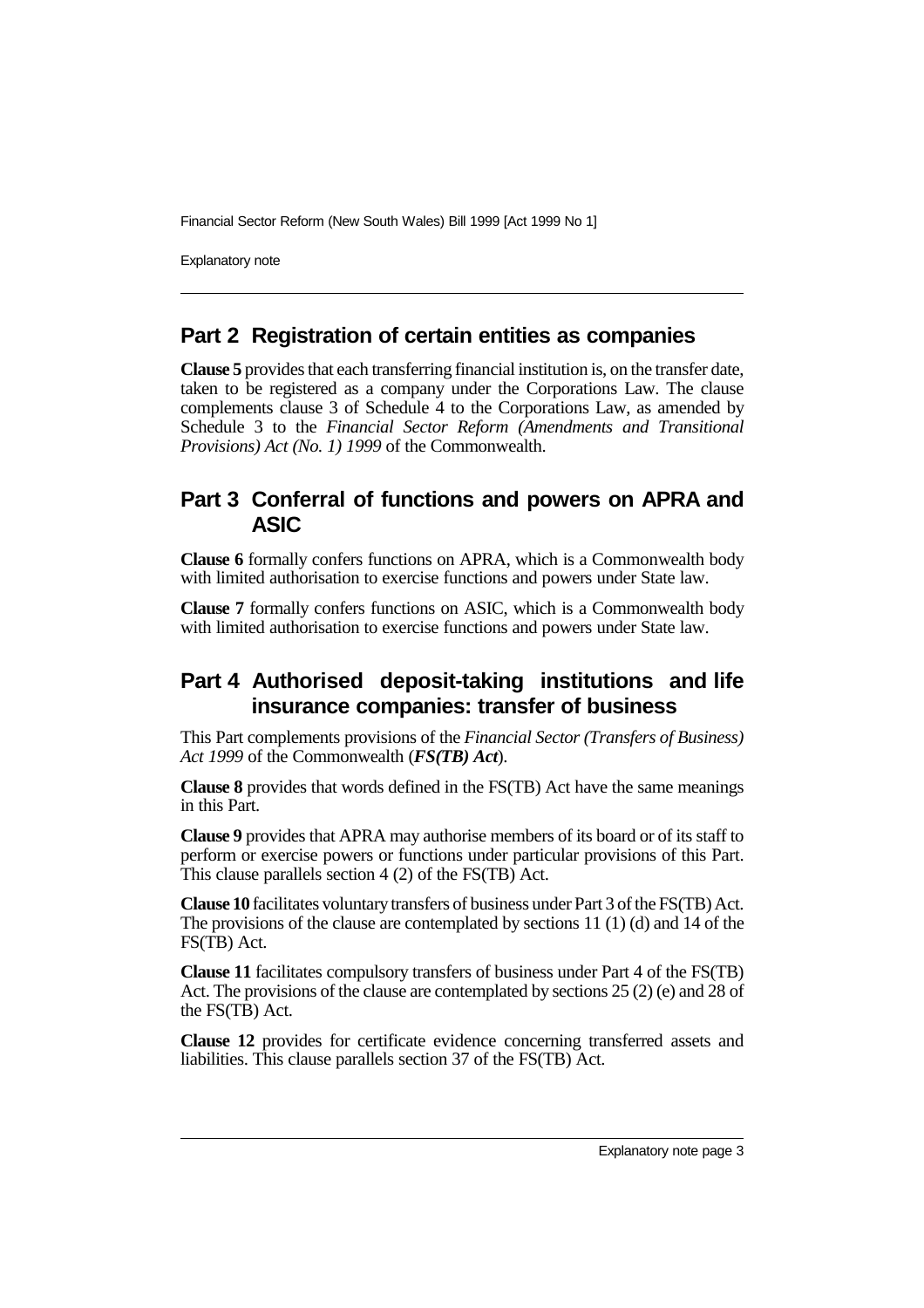## Part 2 Registration of certain entities as companies

**Clause 5** provides that each transferring financial institution is, on the transfer date, taken to be registered as a company under the Corporations Law. The clause complements clause 3 of Schedule 4 to the Corporations Law, as amended by Schedule 3 to the *Financial Sector Reform (Amendments and Transitional Provisions) Act (No. 1) 1999* of the Commonwealth.

## Part 3 Conferral of functions and powers on APRA and ASIC

**Clause 6** formally confers functions on APRA, which is a Commonwealth body with limited authorisation to exercise functions and powers under State law.

**Clause 7** formally confers functions on ASIC, which is a Commonwealth body with limited authorisation to exercise functions and powers under State law.

## Part 4 Authorised deposit-taking institutions and life insurance companies: transfer of business

This Part complements provisions of the *Financial Sector (Transfers of Business) Act 1999* of the Commonwealth (***FS(TB) Act***).

**Clause 8** provides that words defined in the FS(TB) Act have the same meanings in this Part.

**Clause 9** provides that APRA may authorise members of its board or of its staff to perform or exercise powers or functions under particular provisions of this Part. This clause parallels section 4 (2) of the FS(TB) Act.

**Clause 10** facilitates voluntary transfers of business under Part 3 of the FS(TB) Act. The provisions of the clause are contemplated by sections 11 (1) (d) and 14 of the FS(TB) Act.

**Clause 11** facilitates compulsory transfers of business under Part 4 of the FS(TB) Act. The provisions of the clause are contemplated by sections 25 (2) (e) and 28 of the FS(TB) Act.

**Clause 12** provides for certificate evidence concerning transferred assets and liabilities. This clause parallels section 37 of the FS(TB) Act.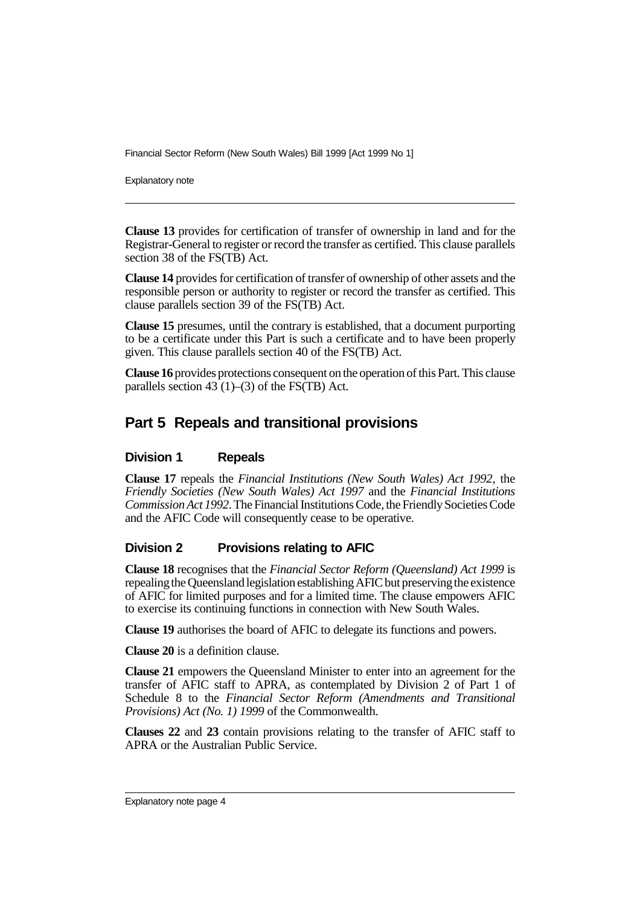**Clause 13** provides for certification of transfer of ownership in land and for the Registrar-General to register or record the transfer as certified. This clause parallels section 38 of the FS(TB) Act.

**Clause 14** provides for certification of transfer of ownership of other assets and the responsible person or authority to register or record the transfer as certified. This clause parallels section 39 of the FS(TB) Act.

**Clause 15** presumes, until the contrary is established, that a document purporting to be a certificate under this Part is such a certificate and to have been properly given. This clause parallels section 40 of the FS(TB) Act.

**Clause 16** provides protections consequent on the operation of this Part. This clause parallels section 43 (1)–(3) of the FS(TB) Act.

## Part 5 Repeals and transitional provisions

### Division 1 Repeals

**Clause 17** repeals the *Financial Institutions (New South Wales) Act 1992*, the *Friendly Societies (New South Wales) Act 1997* and the *Financial Institutions Commission Act 1992*. The Financial Institutions Code, the Friendly Societies Code and the AFIC Code will consequently cease to be operative.

### Division 2 Provisions relating to AFIC

**Clause 18** recognises that the *Financial Sector Reform (Queensland) Act 1999* is repealing the Queensland legislation establishing AFIC but preserving the existence of AFIC for limited purposes and for a limited time. The clause empowers AFIC to exercise its continuing functions in connection with New South Wales.

**Clause 19** authorises the board of AFIC to delegate its functions and powers.

**Clause 20** is a definition clause.

**Clause 21** empowers the Queensland Minister to enter into an agreement for the transfer of AFIC staff to APRA, as contemplated by Division 2 of Part 1 of Schedule 8 to the *Financial Sector Reform (Amendments and Transitional Provisions) Act (No. 1) 1999* of the Commonwealth.

**Clauses 22** and **23** contain provisions relating to the transfer of AFIC staff to APRA or the Australian Public Service.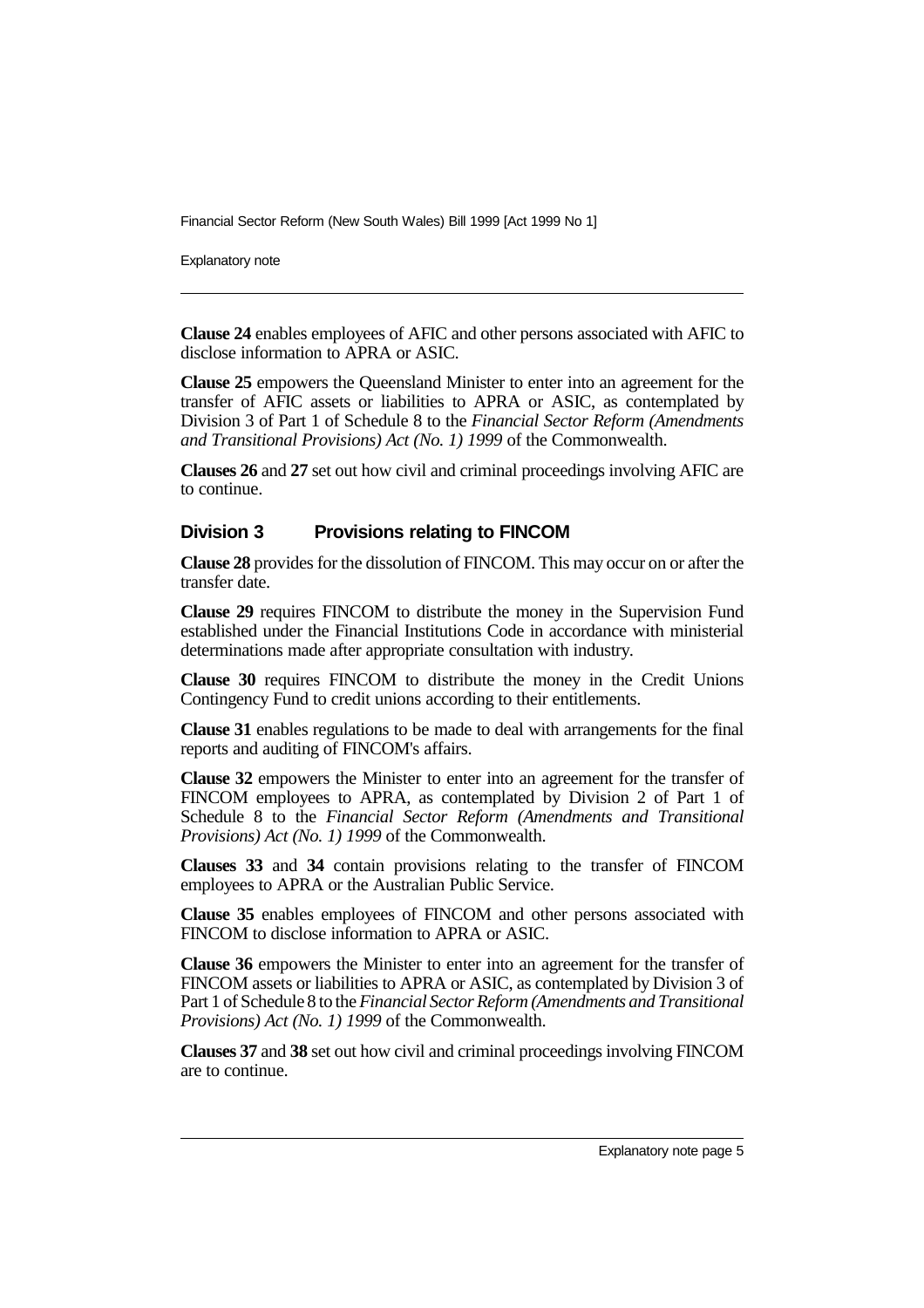**Clause 24** enables employees of AFIC and other persons associated with AFIC to disclose information to APRA or ASIC.

**Clause 25** empowers the Queensland Minister to enter into an agreement for the transfer of AFIC assets or liabilities to APRA or ASIC, as contemplated by Division 3 of Part 1 of Schedule 8 to the *Financial Sector Reform (Amendments and Transitional Provisions) Act (No. 1) 1999* of the Commonwealth.

**Clauses 26** and **27** set out how civil and criminal proceedings involving AFIC are to continue.

### Division 3 Provisions relating to FINCOM

**Clause 28** provides for the dissolution of FINCOM. This may occur on or after the transfer date.

**Clause 29** requires FINCOM to distribute the money in the Supervision Fund established under the Financial Institutions Code in accordance with ministerial determinations made after appropriate consultation with industry.

**Clause 30** requires FINCOM to distribute the money in the Credit Unions Contingency Fund to credit unions according to their entitlements.

**Clause 31** enables regulations to be made to deal with arrangements for the final reports and auditing of FINCOM's affairs.

**Clause 32** empowers the Minister to enter into an agreement for the transfer of FINCOM employees to APRA, as contemplated by Division 2 of Part 1 of Schedule 8 to the *Financial Sector Reform (Amendments and Transitional Provisions) Act (No. 1) 1999* of the Commonwealth.

**Clauses 33** and **34** contain provisions relating to the transfer of FINCOM employees to APRA or the Australian Public Service.

**Clause 35** enables employees of FINCOM and other persons associated with FINCOM to disclose information to APRA or ASIC.

**Clause 36** empowers the Minister to enter into an agreement for the transfer of FINCOM assets or liabilities to APRA or ASIC, as contemplated by Division 3 of Part 1 of Schedule 8 to the *Financial Sector Reform (Amendments and Transitional Provisions) Act (No. 1) 1999* of the Commonwealth.

**Clauses 37** and **38** set out how civil and criminal proceedings involving FINCOM are to continue.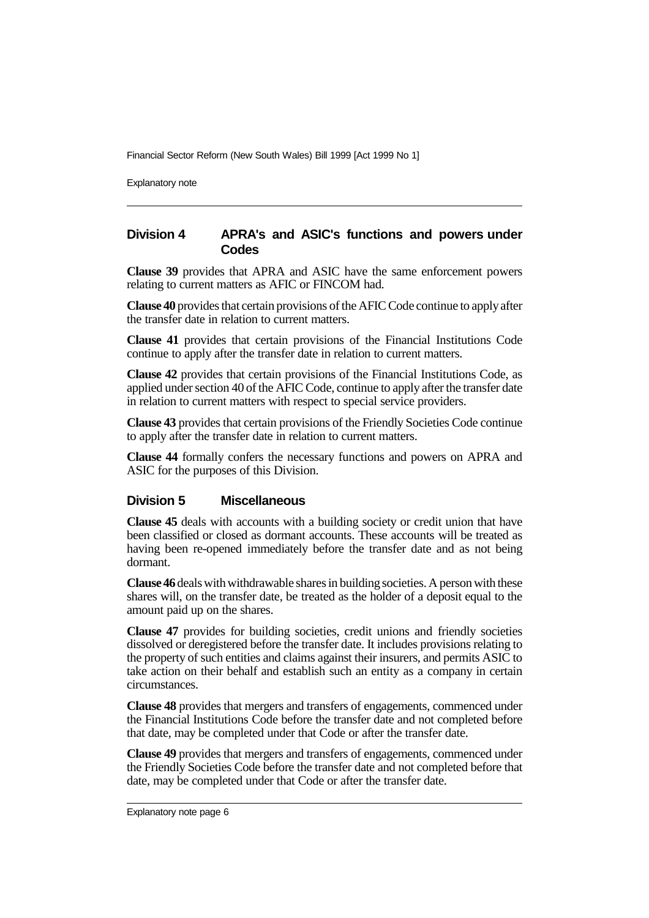## Division 4 APRA's and ASIC's functions and powers under Codes

**Clause 39** provides that APRA and ASIC have the same enforcement powers relating to current matters as AFIC or FINCOM had.

**Clause 40** provides that certain provisions of the AFIC Code continue to apply after the transfer date in relation to current matters.

**Clause 41** provides that certain provisions of the Financial Institutions Code continue to apply after the transfer date in relation to current matters.

**Clause 42** provides that certain provisions of the Financial Institutions Code, as applied under section 40 of the AFIC Code, continue to apply after the transfer date in relation to current matters with respect to special service providers.

**Clause 43** provides that certain provisions of the Friendly Societies Code continue to apply after the transfer date in relation to current matters.

**Clause 44** formally confers the necessary functions and powers on APRA and ASIC for the purposes of this Division.

## Division 5 Miscellaneous

**Clause 45** deals with accounts with a building society or credit union that have been classified or closed as dormant accounts. These accounts will be treated as having been re-opened immediately before the transfer date and as not being dormant.

**Clause 46** deals with withdrawable shares in building societies. A person with these shares will, on the transfer date, be treated as the holder of a deposit equal to the amount paid up on the shares.

**Clause 47** provides for building societies, credit unions and friendly societies dissolved or deregistered before the transfer date. It includes provisions relating to the property of such entities and claims against their insurers, and permits ASIC to take action on their behalf and establish such an entity as a company in certain circumstances.

**Clause 48** provides that mergers and transfers of engagements, commenced under the Financial Institutions Code before the transfer date and not completed before that date, may be completed under that Code or after the transfer date.

**Clause 49** provides that mergers and transfers of engagements, commenced under the Friendly Societies Code before the transfer date and not completed before that date, may be completed under that Code or after the transfer date.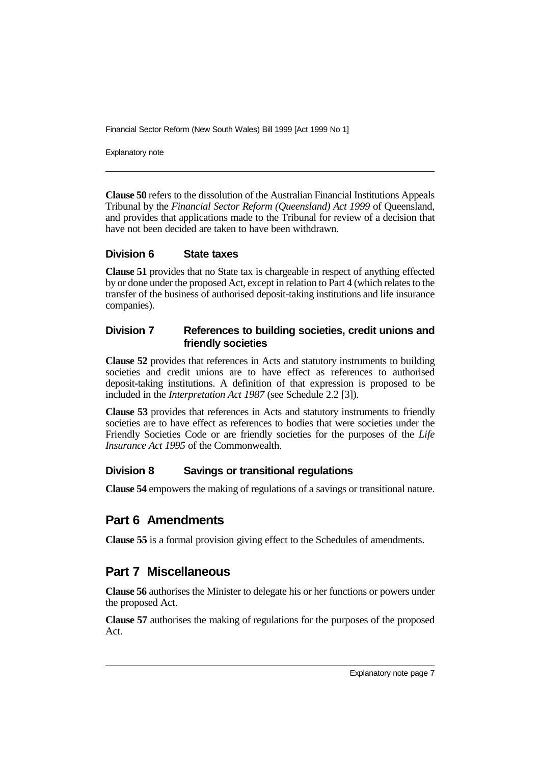**Clause 50** refers to the dissolution of the Australian Financial Institutions Appeals Tribunal by the *Financial Sector Reform (Queensland) Act 1999* of Queensland, and provides that applications made to the Tribunal for review of a decision that have not been decided are taken to have been withdrawn.

### Division 6 State taxes

**Clause 51** provides that no State tax is chargeable in respect of anything effected by or done under the proposed Act, except in relation to Part 4 (which relates to the transfer of the business of authorised deposit-taking institutions and life insurance companies).

### Division 7 References to building societies, credit unions and friendly societies

**Clause 52** provides that references in Acts and statutory instruments to building societies and credit unions are to have effect as references to authorised deposit-taking institutions. A definition of that expression is proposed to be included in the *Interpretation Act 1987* (see Schedule 2.2 [3]).

**Clause 53** provides that references in Acts and statutory instruments to friendly societies are to have effect as references to bodies that were societies under the Friendly Societies Code or are friendly societies for the purposes of the *Life Insurance Act 1995* of the Commonwealth.

### Division 8 Savings or transitional regulations

**Clause 54** empowers the making of regulations of a savings or transitional nature.

## Part 6 Amendments

**Clause 55** is a formal provision giving effect to the Schedules of amendments.

## Part 7 Miscellaneous

**Clause 56** authorises the Minister to delegate his or her functions or powers under the proposed Act.

**Clause 57** authorises the making of regulations for the purposes of the proposed Act.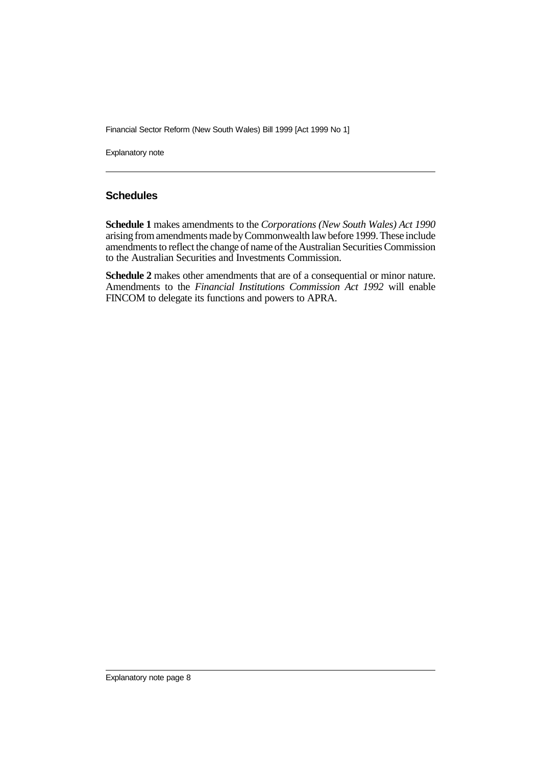## Schedules

**Schedule 1** makes amendments to the *Corporations (New South Wales) Act 1990* arising from amendments made by Commonwealth law before 1999. These include amendments to reflect the change of name of the Australian Securities Commission to the Australian Securities and Investments Commission.

**Schedule 2** makes other amendments that are of a consequential or minor nature. Amendments to the *Financial Institutions Commission Act 1992* will enable FINCOM to delegate its functions and powers to APRA.